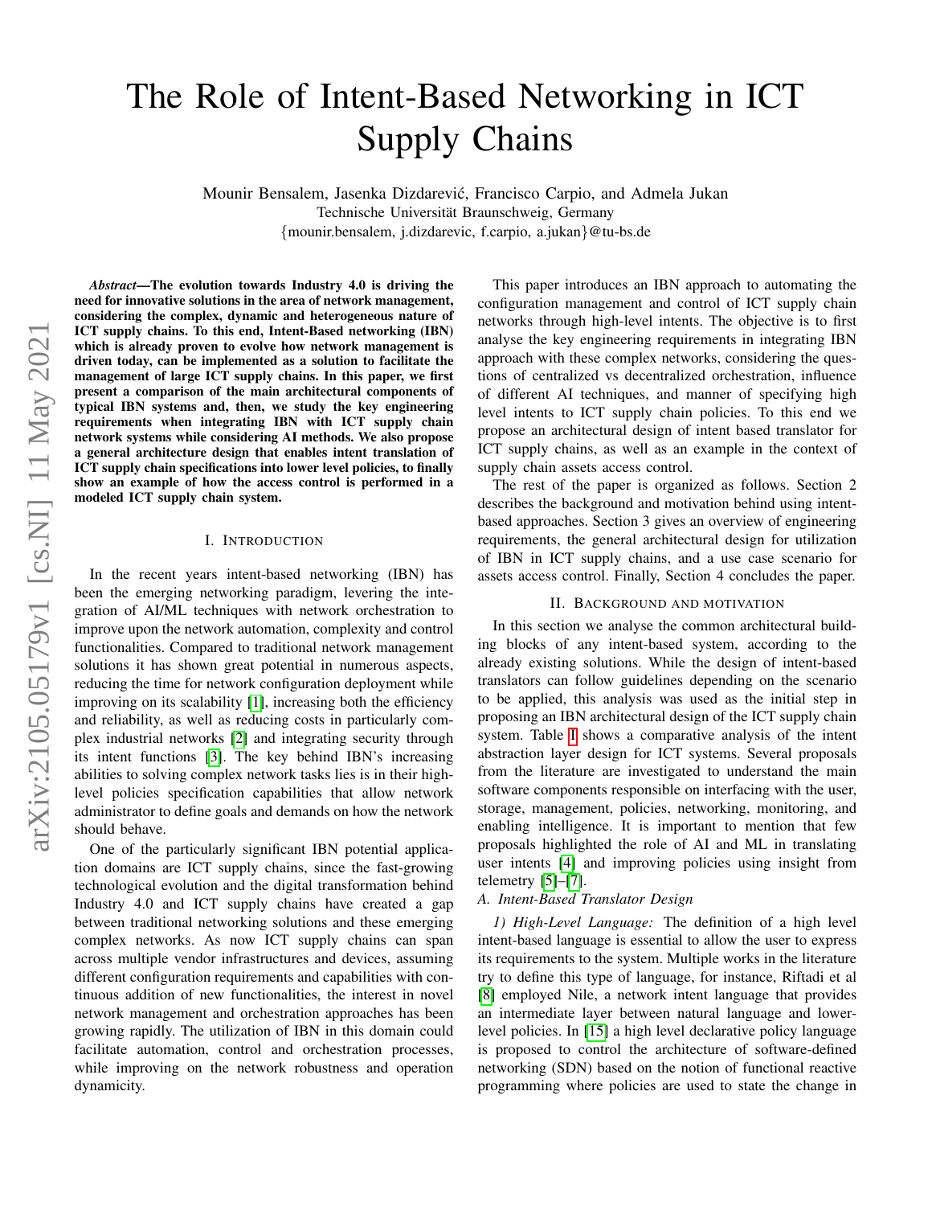# The Role of Intent-Based Networking in ICT Supply Chains

Mounir Bensalem, Jasenka Dizdarević, Francisco Carpio, and Admela Jukan
Technische Universität Braunschweig, Germany
{mounir.bensalem, j.dizdarevic, f.carpio, a.jukan}@tu-bs.de

***Abstract*—The evolution towards Industry 4.0 is driving the need for innovative solutions in the area of network management, considering the complex, dynamic and heterogeneous nature of ICT supply chains. To this end, Intent-Based networking (IBN) which is already proven to evolve how network management is driven today, can be implemented as a solution to facilitate the management of large ICT supply chains. In this paper, we first present a comparison of the main architectural components of typical IBN systems and, then, we study the key engineering requirements when integrating IBN with ICT supply chain network systems while considering AI methods. We also propose a general architecture design that enables intent translation of ICT supply chain specifications into lower level policies, to finally show an example of how the access control is performed in a modeled ICT supply chain system.**

## I. Introduction

In the recent years intent-based networking (IBN) has been the emerging networking paradigm, levering the integration of AI/ML techniques with network orchestration to improve upon the network automation, complexity and control functionalities. Compared to traditional network management solutions it has shown great potential in numerous aspects, reducing the time for network configuration deployment while improving on its scalability [1], increasing both the efficiency and reliability, as well as reducing costs in particularly complex industrial networks [2] and integrating security through its intent functions [3]. The key behind IBN's increasing abilities to solving complex network tasks lies is in their high-level policies specification capabilities that allow network administrator to define goals and demands on how the network should behave.

One of the particularly significant IBN potential application domains are ICT supply chains, since the fast-growing technological evolution and the digital transformation behind Industry 4.0 and ICT supply chains have created a gap between traditional networking solutions and these emerging complex networks. As now ICT supply chains can span across multiple vendor infrastructures and devices, assuming different configuration requirements and capabilities with continuous addition of new functionalities, the interest in novel network management and orchestration approaches has been growing rapidly. The utilization of IBN in this domain could facilitate automation, control and orchestration processes, while improving on the network robustness and operation dynamicity.

This paper introduces an IBN approach to automating the configuration management and control of ICT supply chain networks through high-level intents. The objective is to first analyse the key engineering requirements in integrating IBN approach with these complex networks, considering the questions of centralized vs decentralized orchestration, influence of different AI techniques, and manner of specifying high level intents to ICT supply chain policies. To this end we propose an architectural design of intent based translator for ICT supply chains, as well as an example in the context of supply chain assets access control.

The rest of the paper is organized as follows. Section 2 describes the background and motivation behind using intent-based approaches. Section 3 gives an overview of engineering requirements, the general architectural design for utilization of IBN in ICT supply chains, and a use case scenario for assets access control. Finally, Section 4 concludes the paper.

## II. Background and Motivation

In this section we analyse the common architectural building blocks of any intent-based system, according to the already existing solutions. While the design of intent-based translators can follow guidelines depending on the scenario to be applied, this analysis was used as the initial step in proposing an IBN architectural design of the ICT supply chain system. Table I shows a comparative analysis of the intent abstraction layer design for ICT systems. Several proposals from the literature are investigated to understand the main software components responsible on interfacing with the user, storage, management, policies, networking, monitoring, and enabling intelligence. It is important to mention that few proposals highlighted the role of AI and ML in translating user intents [4] and improving policies using insight from telemetry [5]–[7].

### A. Intent-Based Translator Design

*1) High-Level Language:* The definition of a high level intent-based language is essential to allow the user to express its requirements to the system. Multiple works in the literature try to define this type of language, for instance, Riftadi et al [8] employed Nile, a network intent language that provides an intermediate layer between natural language and lower-level policies. In [15] a high level declarative policy language is proposed to control the architecture of software-defined networking (SDN) based on the notion of functional reactive programming where policies are used to state the change in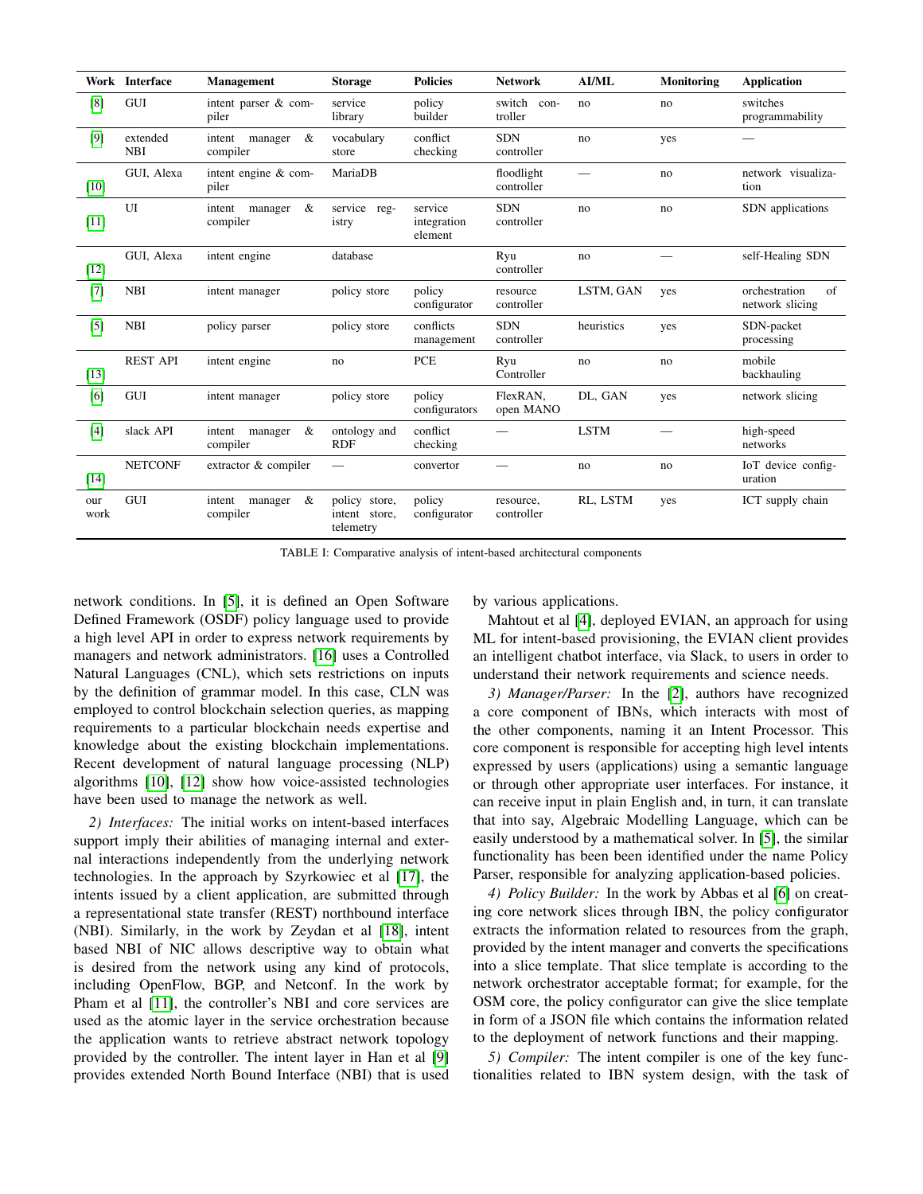| Work | Interface | Management | Storage | Policies | Network | AI/ML | Monitoring | Application |
|---|---|---|---|---|---|---|---|---|
| [8] | GUI | intent parser & compiler | service library | policy builder | switch controller | no | no | switches programmability |
| [9] | extended NBI | intent manager & compiler | vocabulary store | conflict checking | SDN controller | no | yes | — |
| [10] | GUI, Alexa | intent engine & compiler | MariaDB | | floodlight controller | — | no | network visualization |
| [11] | UI | intent manager & compiler | service registry | service integration element | SDN controller | no | no | SDN applications |
| [12] | GUI, Alexa | intent engine | database | | Ryu controller | no | — | self-Healing SDN |
| [7] | NBI | intent manager | policy store | policy configurator | resource controller | LSTM, GAN | yes | orchestration of network slicing |
| [5] | NBI | policy parser | policy store | conflicts management | SDN controller | heuristics | yes | SDN-packet processing |
| [13] | REST API | intent engine | no | PCE | Ryu Controller | no | no | mobile backhauling |
| [6] | GUI | intent manager | policy store | policy configurators | FlexRAN, open MANO | DL, GAN | yes | network slicing |
| [4] | slack API | intent manager & compiler | ontology and RDF | conflict checking | — | LSTM | — | high-speed networks |
| [14] | NETCONF | extractor & compiler | — | convertor | — | no | no | IoT device configuration |
| our work | GUI | intent manager & compiler | policy store, intent store, telemetry | policy configurator | resource, controller | RL, LSTM | yes | ICT supply chain |

TABLE I: Comparative analysis of intent-based architectural components

network conditions. In [5], it is defined an Open Software Defined Framework (OSDF) policy language used to provide a high level API in order to express network requirements by managers and network administrators. [16] uses a Controlled Natural Languages (CNL), which sets restrictions on inputs by the definition of grammar model. In this case, CLN was employed to control blockchain selection queries, as mapping requirements to a particular blockchain needs expertise and knowledge about the existing blockchain implementations. Recent development of natural language processing (NLP) algorithms [10], [12] show how voice-assisted technologies have been used to manage the network as well.

*2) Interfaces:* The initial works on intent-based interfaces support imply their abilities of managing internal and external interactions independently from the underlying network technologies. In the approach by Szyrkowiec et al [17], the intents issued by a client application, are submitted through a representational state transfer (REST) northbound interface (NBI). Similarly, in the work by Zeydan et al [18], intent based NBI of NIC allows descriptive way to obtain what is desired from the network using any kind of protocols, including OpenFlow, BGP, and Netconf. In the work by Pham et al [11], the controller's NBI and core services are used as the atomic layer in the service orchestration because the application wants to retrieve abstract network topology provided by the controller. The intent layer in Han et al [9] provides extended North Bound Interface (NBI) that is used by various applications.

Mahtout et al [4], deployed EVIAN, an approach for using ML for intent-based provisioning, the EVIAN client provides an intelligent chatbot interface, via Slack, to users in order to understand the network requirements and science needs.

*3) Manager/Parser:* In the [2], authors have recognized a core component of IBNs, which interacts with most of the other components, naming it an Intent Processor. This core component is responsible for accepting high level intents expressed by users (applications) using a semantic language or through other appropriate user interfaces. For instance, it can receive input in plain English and, in turn, it can translate that into say, Algebraic Modelling Language, which can be easily understood by a mathematical solver. In [5], the similar functionality has been been identified under the name Policy Parser, responsible for analyzing application-based policies.

*4) Policy Builder:* In the work by Abbas et al [6] on creating core network slices through IBN, the policy configurator extracts the information related to resources from the graph, provided by the intent manager and converts the specifications into a slice template. That slice template is according to the network orchestrator acceptable format; for example, for the OSM core, the policy configurator can give the slice template in form of a JSON file which contains the information related to the deployment of network functions and their mapping.

*5) Compiler:* The intent compiler is one of the key functionalities related to IBN system design, with the task of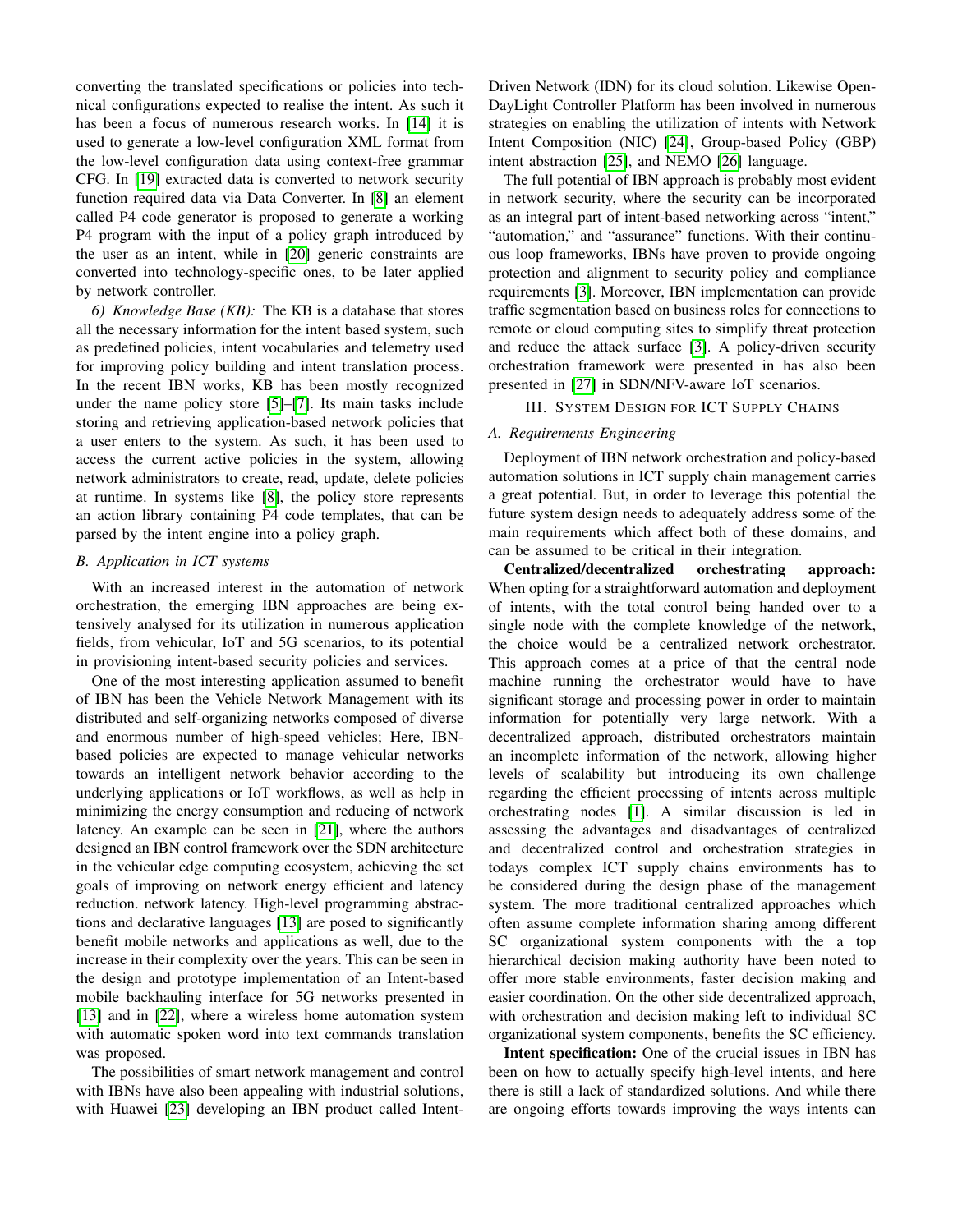converting the translated specifications or policies into technical configurations expected to realise the intent. As such it has been a focus of numerous research works. In [14] it is used to generate a low-level configuration XML format from the low-level configuration data using context-free grammar CFG. In [19] extracted data is converted to network security function required data via Data Converter. In [8] an element called P4 code generator is proposed to generate a working P4 program with the input of a policy graph introduced by the user as an intent, while in [20] generic constraints are converted into technology-specific ones, to be later applied by network controller.

*6) Knowledge Base (KB):* The KB is a database that stores all the necessary information for the intent based system, such as predefined policies, intent vocabularies and telemetry used for improving policy building and intent translation process. In the recent IBN works, KB has been mostly recognized under the name policy store [5]–[7]. Its main tasks include storing and retrieving application-based network policies that a user enters to the system. As such, it has been used to access the current active policies in the system, allowing network administrators to create, read, update, delete policies at runtime. In systems like [8], the policy store represents an action library containing P4 code templates, that can be parsed by the intent engine into a policy graph.

### B. Application in ICT systems

With an increased interest in the automation of network orchestration, the emerging IBN approaches are being extensively analysed for its utilization in numerous application fields, from vehicular, IoT and 5G scenarios, to its potential in provisioning intent-based security policies and services.

One of the most interesting application assumed to benefit of IBN has been the Vehicle Network Management with its distributed and self-organizing networks composed of diverse and enormous number of high-speed vehicles; Here, IBN-based policies are expected to manage vehicular networks towards an intelligent network behavior according to the underlying applications or IoT workflows, as well as help in minimizing the energy consumption and reducing of network latency. An example can be seen in [21], where the authors designed an IBN control framework over the SDN architecture in the vehicular edge computing ecosystem, achieving the set goals of improving on network energy efficient and latency reduction. network latency. High-level programming abstractions and declarative languages [13] are posed to significantly benefit mobile networks and applications as well, due to the increase in their complexity over the years. This can be seen in the design and prototype implementation of an Intent-based mobile backhauling interface for 5G networks presented in [13] and in [22], where a wireless home automation system with automatic spoken word into text commands translation was proposed.

The possibilities of smart network management and control with IBNs have also been appealing with industrial solutions, with Huawei [23] developing an IBN product called Intent-Driven Network (IDN) for its cloud solution. Likewise OpenDayLight Controller Platform has been involved in numerous strategies on enabling the utilization of intents with Network Intent Composition (NIC) [24], Group-based Policy (GBP) intent abstraction [25], and NEMO [26] language.

The full potential of IBN approach is probably most evident in network security, where the security can be incorporated as an integral part of intent-based networking across "intent," "automation," and "assurance" functions. With their continuous loop frameworks, IBNs have proven to provide ongoing protection and alignment to security policy and compliance requirements [3]. Moreover, IBN implementation can provide traffic segmentation based on business roles for connections to remote or cloud computing sites to simplify threat protection and reduce the attack surface [3]. A policy-driven security orchestration framework were presented in has also been presented in [27] in SDN/NFV-aware IoT scenarios.

## III. System Design for ICT Supply Chains

### A. Requirements Engineering

Deployment of IBN network orchestration and policy-based automation solutions in ICT supply chain management carries a great potential. But, in order to leverage this potential the future system design needs to adequately address some of the main requirements which affect both of these domains, and can be assumed to be critical in their integration.

**Centralized/decentralized orchestrating approach:** When opting for a straightforward automation and deployment of intents, with the total control being handed over to a single node with the complete knowledge of the network, the choice would be a centralized network orchestrator. This approach comes at a price of that the central node machine running the orchestrator would have to have significant storage and processing power in order to maintain information for potentially very large network. With a decentralized approach, distributed orchestrators maintain an incomplete information of the network, allowing higher levels of scalability but introducing its own challenge regarding the efficient processing of intents across multiple orchestrating nodes [1]. A similar discussion is led in assessing the advantages and disadvantages of centralized and decentralized control and orchestration strategies in todays complex ICT supply chains environments has to be considered during the design phase of the management system. The more traditional centralized approaches which often assume complete information sharing among different SC organizational system components with the a top hierarchical decision making authority have been noted to offer more stable environments, faster decision making and easier coordination. On the other side decentralized approach, with orchestration and decision making left to individual SC organizational system components, benefits the SC efficiency.

**Intent specification:** One of the crucial issues in IBN has been on how to actually specify high-level intents, and here there is still a lack of standardized solutions. And while there are ongoing efforts towards improving the ways intents can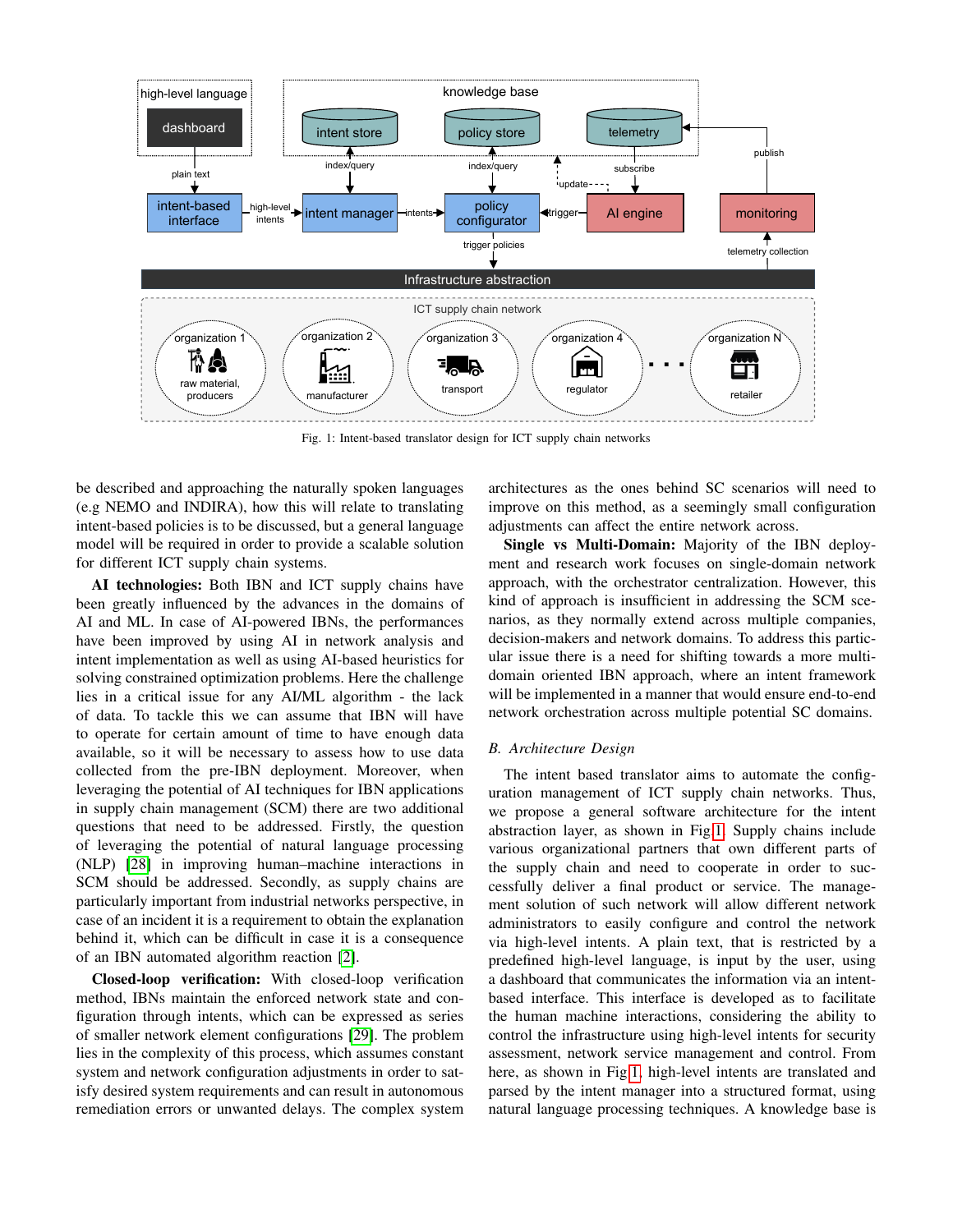Fig. 1: Intent-based translator design for ICT supply chain networks

be described and approaching the naturally spoken languages (e.g NEMO and INDIRA), how this will relate to translating intent-based policies is to be discussed, but a general language model will be required in order to provide a scalable solution for different ICT supply chain systems.

**AI technologies:** Both IBN and ICT supply chains have been greatly influenced by the advances in the domains of AI and ML. In case of AI-powered IBNs, the performances have been improved by using AI in network analysis and intent implementation as well as using AI-based heuristics for solving constrained optimization problems. Here the challenge lies in a critical issue for any AI/ML algorithm - the lack of data. To tackle this we can assume that IBN will have to operate for certain amount of time to have enough data available, so it will be necessary to assess how to use data collected from the pre-IBN deployment. Moreover, when leveraging the potential of AI techniques for IBN applications in supply chain management (SCM) there are two additional questions that need to be addressed. Firstly, the question of leveraging the potential of natural language processing (NLP) [28] in improving human–machine interactions in SCM should be addressed. Secondly, as supply chains are particularly important from industrial networks perspective, in case of an incident it is a requirement to obtain the explanation behind it, which can be difficult in case it is a consequence of an IBN automated algorithm reaction [2].

**Closed-loop verification:** With closed-loop verification method, IBNs maintain the enforced network state and configuration through intents, which can be expressed as series of smaller network element configurations [29]. The problem lies in the complexity of this process, which assumes constant system and network configuration adjustments in order to satisfy desired system requirements and can result in autonomous remediation errors or unwanted delays. The complex system architectures as the ones behind SC scenarios will need to improve on this method, as a seemingly small configuration adjustments can affect the entire network across.

**Single vs Multi-Domain:** Majority of the IBN deployment and research work focuses on single-domain network approach, with the orchestrator centralization. However, this kind of approach is insufficient in addressing the SCM scenarios, as they normally extend across multiple companies, decision-makers and network domains. To address this particular issue there is a need for shifting towards a more multi-domain oriented IBN approach, where an intent framework will be implemented in a manner that would ensure end-to-end network orchestration across multiple potential SC domains.

### *B. Architecture Design*

The intent based translator aims to automate the configuration management of ICT supply chain networks. Thus, we propose a general software architecture for the intent abstraction layer, as shown in Fig 1. Supply chains include various organizational partners that own different parts of the supply chain and need to cooperate in order to successfully deliver a final product or service. The management solution of such network will allow different network administrators to easily configure and control the network via high-level intents. A plain text, that is restricted by a predefined high-level language, is input by the user, using a dashboard that communicates the information via an intent-based interface. This interface is developed as to facilitate the human machine interactions, considering the ability to control the infrastructure using high-level intents for security assessment, network service management and control. From here, as shown in Fig 1, high-level intents are translated and parsed by the intent manager into a structured format, using natural language processing techniques. A knowledge base is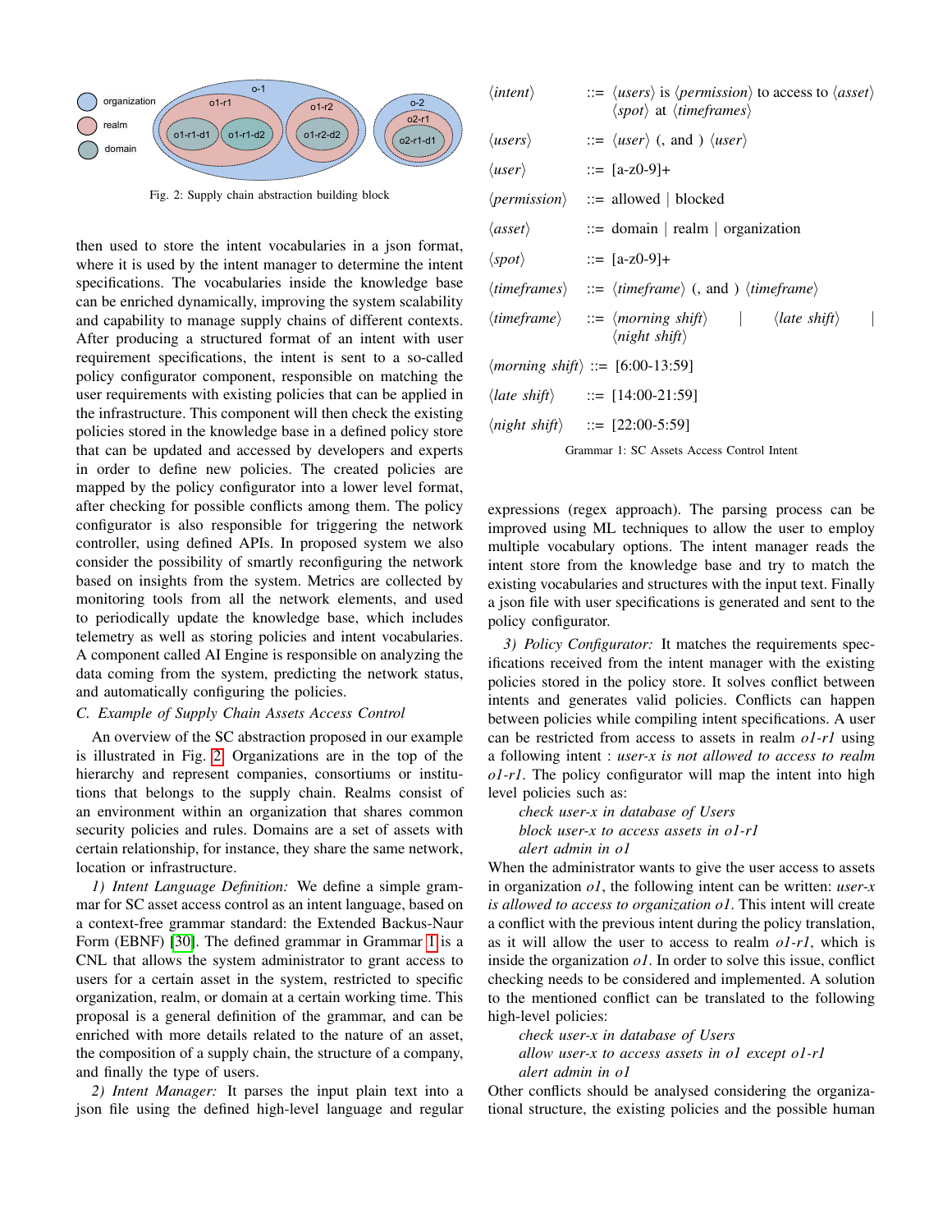Fig. 2: Supply chain abstraction building block

then used to store the intent vocabularies in a json format, where it is used by the intent manager to determine the intent specifications. The vocabularies inside the knowledge base can be enriched dynamically, improving the system scalability and capability to manage supply chains of different contexts. After producing a structured format of an intent with user requirement specifications, the intent is sent to a so-called policy configurator component, responsible on matching the user requirements with existing policies that can be applied in the infrastructure. This component will then check the existing policies stored in the knowledge base in a defined policy store that can be updated and accessed by developers and experts in order to define new policies. The created policies are mapped by the policy configurator into a lower level format, after checking for possible conflicts among them. The policy configurator is also responsible for triggering the network controller, using defined APIs. In proposed system we also consider the possibility of smartly reconfiguring the network based on insights from the system. Metrics are collected by monitoring tools from all the network elements, and used to periodically update the knowledge base, which includes telemetry as well as storing policies and intent vocabularies. A component called AI Engine is responsible on analyzing the data coming from the system, predicting the network status, and automatically configuring the policies.

### C. Example of Supply Chain Assets Access Control

An overview of the SC abstraction proposed in our example is illustrated in Fig. 2. Organizations are in the top of the hierarchy and represent companies, consortiums or institutions that belongs to the supply chain. Realms consist of an environment within an organization that shares common security policies and rules. Domains are a set of assets with certain relationship, for instance, they share the same network, location or infrastructure.

*1) Intent Language Definition:* We define a simple grammar for SC asset access control as an intent language, based on a context-free grammar standard: the Extended Backus-Naur Form (EBNF) [30]. The defined grammar in Grammar 1 is a CNL that allows the system administrator to grant access to users for a certain asset in the system, restricted to specific organization, realm, or domain at a certain working time. This proposal is a general definition of the grammar, and can be enriched with more details related to the nature of an asset, the composition of a supply chain, the structure of a company, and finally the type of users.

*2) Intent Manager:* It parses the input plain text into a json file using the defined high-level language and regular expressions (regex approach). The parsing process can be improved using ML techniques to allow the user to employ multiple vocabulary options. The intent manager reads the intent store from the knowledge base and try to match the existing vocabularies and structures with the input text. Finally a json file with user specifications is generated and sent to the policy configurator.

```
⟨intent⟩        ::= ⟨users⟩ is ⟨permission⟩ to access to ⟨asset⟩
                    ⟨spot⟩ at ⟨timeframes⟩
⟨users⟩         ::= ⟨user⟩ (, and ) ⟨user⟩
⟨user⟩          ::= [a-z0-9]+
⟨permission⟩    ::= allowed | blocked
⟨asset⟩         ::= domain | realm | organization
⟨spot⟩          ::= [a-z0-9]+
⟨timeframes⟩    ::= ⟨timeframe⟩ (, and ) ⟨timeframe⟩
⟨timeframe⟩     ::= ⟨morning shift⟩ | ⟨late shift⟩ |
                    ⟨night shift⟩
⟨morning shift⟩ ::= [6:00-13:59]
⟨late shift⟩    ::= [14:00-21:59]
⟨night shift⟩   ::= [22:00-5:59]
```

Grammar 1: SC Assets Access Control Intent

*3) Policy Configurator:* It matches the requirements specifications received from the intent manager with the existing policies stored in the policy store. It solves conflict between intents and generates valid policies. Conflicts can happen between policies while compiling intent specifications. A user can be restricted from access to assets in realm *o1-r1* using a following intent : *user-x is not allowed to access to realm o1-r1*. The policy configurator will map the intent into high level policies such as:

*check user-x in database of Users*
*block user-x to access assets in o1-r1*
*alert admin in o1*

When the administrator wants to give the user access to assets in organization *o1*, the following intent can be written: *user-x is allowed to access to organization o1*. This intent will create a conflict with the previous intent during the policy translation, as it will allow the user to access to realm *o1-r1*, which is inside the organization *o1*. In order to solve this issue, conflict checking needs to be considered and implemented. A solution to the mentioned conflict can be translated to the following high-level policies:

*check user-x in database of Users*
*allow user-x to access assets in o1 except o1-r1*
*alert admin in o1*

Other conflicts should be analysed considering the organizational structure, the existing policies and the possible human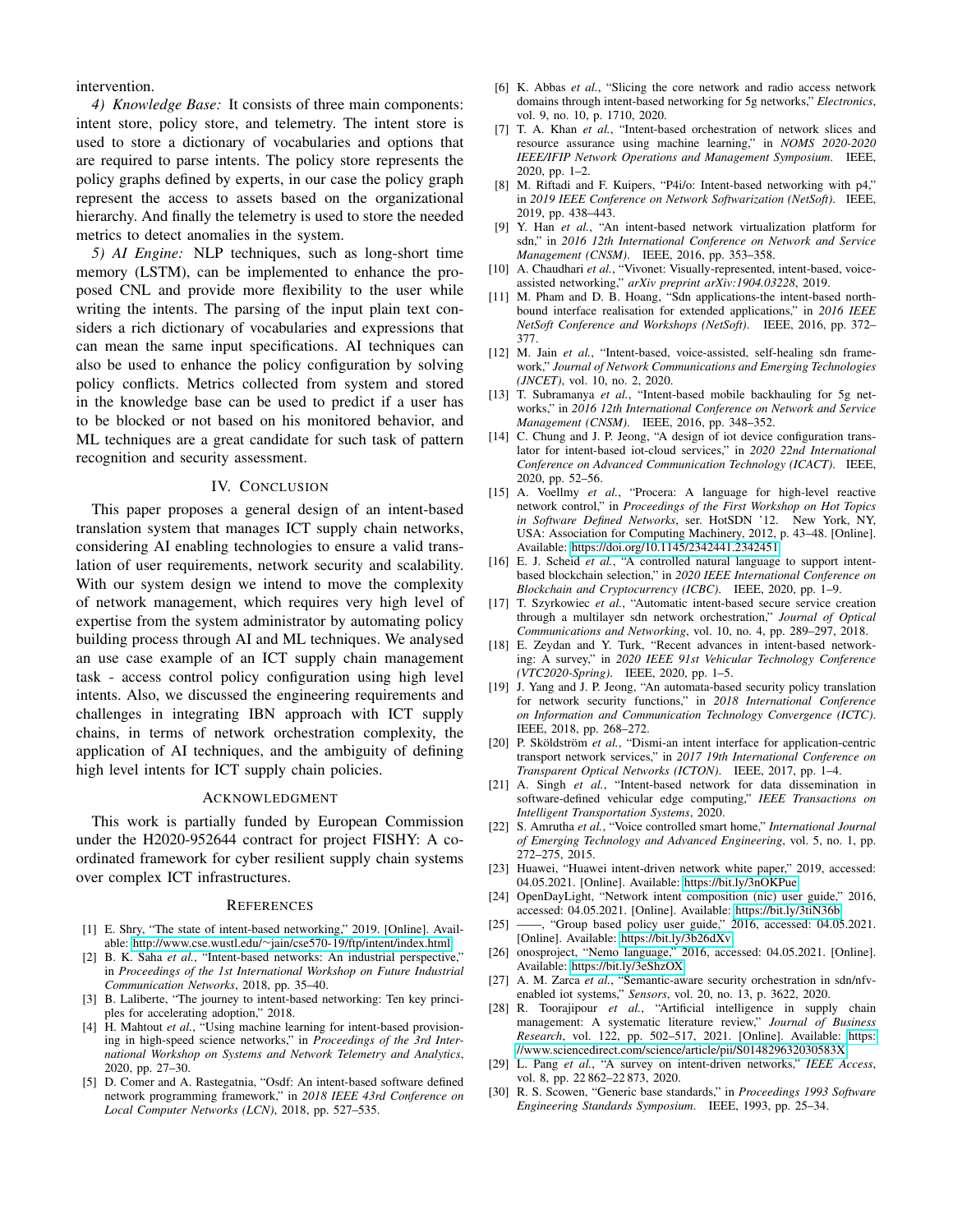intervention.

*4) Knowledge Base:* It consists of three main components: intent store, policy store, and telemetry. The intent store is used to store a dictionary of vocabularies and options that are required to parse intents. The policy store represents the policy graphs defined by experts, in our case the policy graph represent the access to assets based on the organizational hierarchy. And finally the telemetry is used to store the needed metrics to detect anomalies in the system.

*5) AI Engine:* NLP techniques, such as long-short time memory (LSTM), can be implemented to enhance the proposed CNL and provide more flexibility to the user while writing the intents. The parsing of the input plain text considers a rich dictionary of vocabularies and expressions that can mean the same input specifications. AI techniques can also be used to enhance the policy configuration by solving policy conflicts. Metrics collected from system and stored in the knowledge base can be used to predict if a user has to be blocked or not based on his monitored behavior, and ML techniques are a great candidate for such task of pattern recognition and security assessment.

## IV. Conclusion

This paper proposes a general design of an intent-based translation system that manages ICT supply chain networks, considering AI enabling technologies to ensure a valid translation of user requirements, network security and scalability. With our system design we intend to move the complexity of network management, which requires very high level of expertise from the system administrator by automating policy building process through AI and ML techniques. We analysed an use case example of an ICT supply chain management task - access control policy configuration using high level intents. Also, we discussed the engineering requirements and challenges in integrating IBN approach with ICT supply chains, in terms of network orchestration complexity, the application of AI techniques, and the ambiguity of defining high level intents for ICT supply chain policies.

## Acknowledgment

This work is partially funded by European Commission under the H2020-952644 contract for project FISHY: A coordinated framework for cyber resilient supply chain systems over complex ICT infrastructures.

## References

[1] E. Shry, "The state of intent-based networking," 2019. [Online]. Available: http://www.cse.wustl.edu/~jain/cse570-19/ftp/intent/index.html

[2] B. K. Saha *et al.*, "Intent-based networks: An industrial perspective," in *Proceedings of the 1st International Workshop on Future Industrial Communication Networks*, 2018, pp. 35–40.

[3] B. Laliberte, "The journey to intent-based networking: Ten key principles for accelerating adoption," 2018.

[4] H. Mahtout *et al.*, "Using machine learning for intent-based provisioning in high-speed science networks," in *Proceedings of the 3rd International Workshop on Systems and Network Telemetry and Analytics*, 2020, pp. 27–30.

[5] D. Comer and A. Rastegatnia, "Osdf: An intent-based software defined network programming framework," in *2018 IEEE 43rd Conference on Local Computer Networks (LCN)*, 2018, pp. 527–535.

[6] K. Abbas *et al.*, "Slicing the core network and radio access network domains through intent-based networking for 5g networks," *Electronics*, vol. 9, no. 10, p. 1710, 2020.

[7] T. A. Khan *et al.*, "Intent-based orchestration of network slices and resource assurance using machine learning," in *NOMS 2020-2020 IEEE/IFIP Network Operations and Management Symposium*. IEEE, 2020, pp. 1–2.

[8] M. Riftadi and F. Kuipers, "P4i/o: Intent-based networking with p4," in *2019 IEEE Conference on Network Softwarization (NetSoft)*. IEEE, 2019, pp. 438–443.

[9] Y. Han *et al.*, "An intent-based network virtualization platform for sdn," in *2016 12th International Conference on Network and Service Management (CNSM)*. IEEE, 2016, pp. 353–358.

[10] A. Chaudhari *et al.*, "Vivonet: Visually-represented, intent-based, voice-assisted networking," *arXiv preprint arXiv:1904.03228*, 2019.

[11] M. Pham and D. B. Hoang, "Sdn applications-the intent-based northbound interface realisation for extended applications," in *2016 IEEE NetSoft Conference and Workshops (NetSoft)*. IEEE, 2016, pp. 372–377.

[12] M. Jain *et al.*, "Intent-based, voice-assisted, self-healing sdn framework," *Journal of Network Communications and Emerging Technologies (JNCET)*, vol. 10, no. 2, 2020.

[13] T. Subramanya *et al.*, "Intent-based mobile backhauling for 5g networks," in *2016 12th International Conference on Network and Service Management (CNSM)*. IEEE, 2016, pp. 348–352.

[14] C. Chung and J. P. Jeong, "A design of iot device configuration translator for intent-based iot-cloud services," in *2020 22nd International Conference on Advanced Communication Technology (ICACT)*. IEEE, 2020, pp. 52–56.

[15] A. Voellmy *et al.*, "Procera: A language for high-level reactive network control," in *Proceedings of the First Workshop on Hot Topics in Software Defined Networks*, ser. HotSDN '12. New York, NY, USA: Association for Computing Machinery, 2012, p. 43–48. [Online]. Available: https://doi.org/10.1145/2342441.2342451

[16] E. J. Scheid *et al.*, "A controlled natural language to support intent-based blockchain selection," in *2020 IEEE International Conference on Blockchain and Cryptocurrency (ICBC)*. IEEE, 2020, pp. 1–9.

[17] T. Szyrkowiec *et al.*, "Automatic intent-based secure service creation through a multilayer sdn network orchestration," *Journal of Optical Communications and Networking*, vol. 10, no. 4, pp. 289–297, 2018.

[18] E. Zeydan and Y. Turk, "Recent advances in intent-based networking: A survey," in *2020 IEEE 91st Vehicular Technology Conference (VTC2020-Spring)*. IEEE, 2020, pp. 1–5.

[19] J. Yang and J. P. Jeong, "An automata-based security policy translation for network security functions," in *2018 International Conference on Information and Communication Technology Convergence (ICTC)*. IEEE, 2018, pp. 268–272.

[20] P. Sköldström *et al.*, "Dismi-an intent interface for application-centric transport network services," in *2017 19th International Conference on Transparent Optical Networks (ICTON)*. IEEE, 2017, pp. 1–4.

[21] A. Singh *et al.*, "Intent-based network for data dissemination in software-defined vehicular edge computing," *IEEE Transactions on Intelligent Transportation Systems*, 2020.

[22] S. Amrutha *et al.*, "Voice controlled smart home," *International Journal of Emerging Technology and Advanced Engineering*, vol. 5, no. 1, pp. 272–275, 2015.

[23] Huawei, "Huawei intent-driven network white paper," 2019, accessed: 04.05.2021. [Online]. Available: https://bit.ly/3nOKPue

[24] OpenDayLight, "Network intent composition (nic) user guide," 2016, accessed: 04.05.2021. [Online]. Available: https://bit.ly/3tiN36b

[25] ——, "Group based policy user guide," 2016, accessed: 04.05.2021. [Online]. Available: https://bit.ly/3b26dXv

[26] onosproject, "Nemo language," 2016, accessed: 04.05.2021. [Online]. Available: https://bit.ly/3eShzOX

[27] A. M. Zarca *et al.*, "Semantic-aware security orchestration in sdn/nfv-enabled iot systems," *Sensors*, vol. 20, no. 13, p. 3622, 2020.

[28] R. Toorajipour *et al.*, "Artificial intelligence in supply chain management: A systematic literature review," *Journal of Business Research*, vol. 122, pp. 502–517, 2021. [Online]. Available: https://www.sciencedirect.com/science/article/pii/S014829632030583X

[29] L. Pang *et al.*, "A survey on intent-driven networks," *IEEE Access*, vol. 8, pp. 22 862–22 873, 2020.

[30] R. S. Scowen, "Generic base standards," in *Proceedings 1993 Software Engineering Standards Symposium*. IEEE, 1993, pp. 25–34.